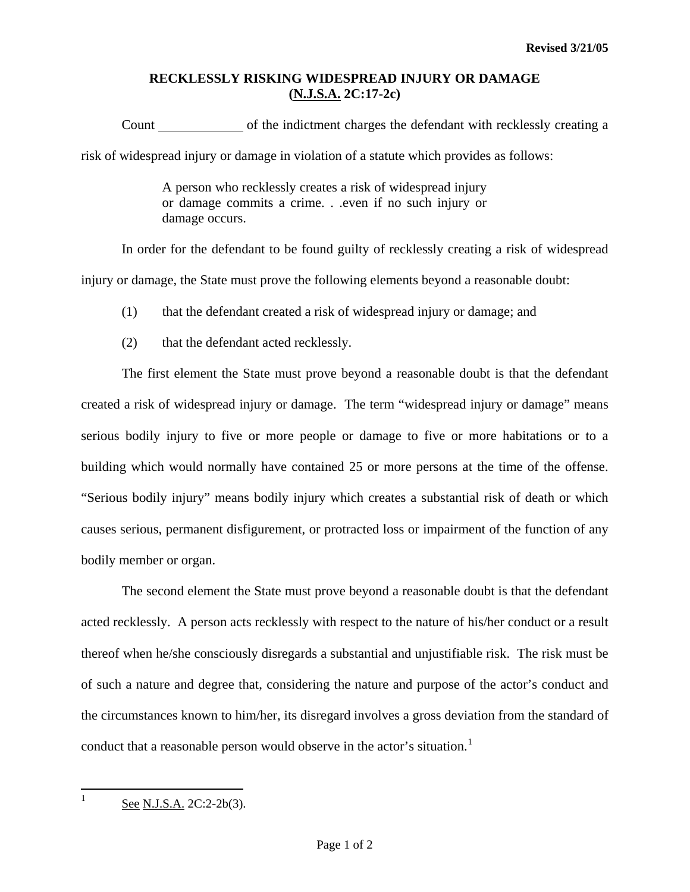Revised 3/21/05

# RECKLESSLY RISKING WIDESPREAD INJURY OR DAMAGE (N.J.S.A. 2C:17-2c)

Count ____________ of the indictment charges the defendant with recklessly creating a risk of widespread injury or damage in violation of a statute which provides as follows:

> A person who recklessly creates a risk of widespread injury or damage commits a crime. . .even if no such injury or damage occurs.

In order for the defendant to be found guilty of recklessly creating a risk of widespread injury or damage, the State must prove the following elements beyond a reasonable doubt:

(1) that the defendant created a risk of widespread injury or damage; and

(2) that the defendant acted recklessly.

The first element the State must prove beyond a reasonable doubt is that the defendant created a risk of widespread injury or damage. The term "widespread injury or damage" means serious bodily injury to five or more people or damage to five or more habitations or to a building which would normally have contained 25 or more persons at the time of the offense. "Serious bodily injury" means bodily injury which creates a substantial risk of death or which causes serious, permanent disfigurement, or protracted loss or impairment of the function of any bodily member or organ.

The second element the State must prove beyond a reasonable doubt is that the defendant acted recklessly. A person acts recklessly with respect to the nature of his/her conduct or a result thereof when he/she consciously disregards a substantial and unjustifiable risk. The risk must be of such a nature and degree that, considering the nature and purpose of the actor's conduct and the circumstances known to him/her, its disregard involves a gross deviation from the standard of conduct that a reasonable person would observe in the actor's situation.[1]

---

[1] See N.J.S.A. 2C:2-2b(3).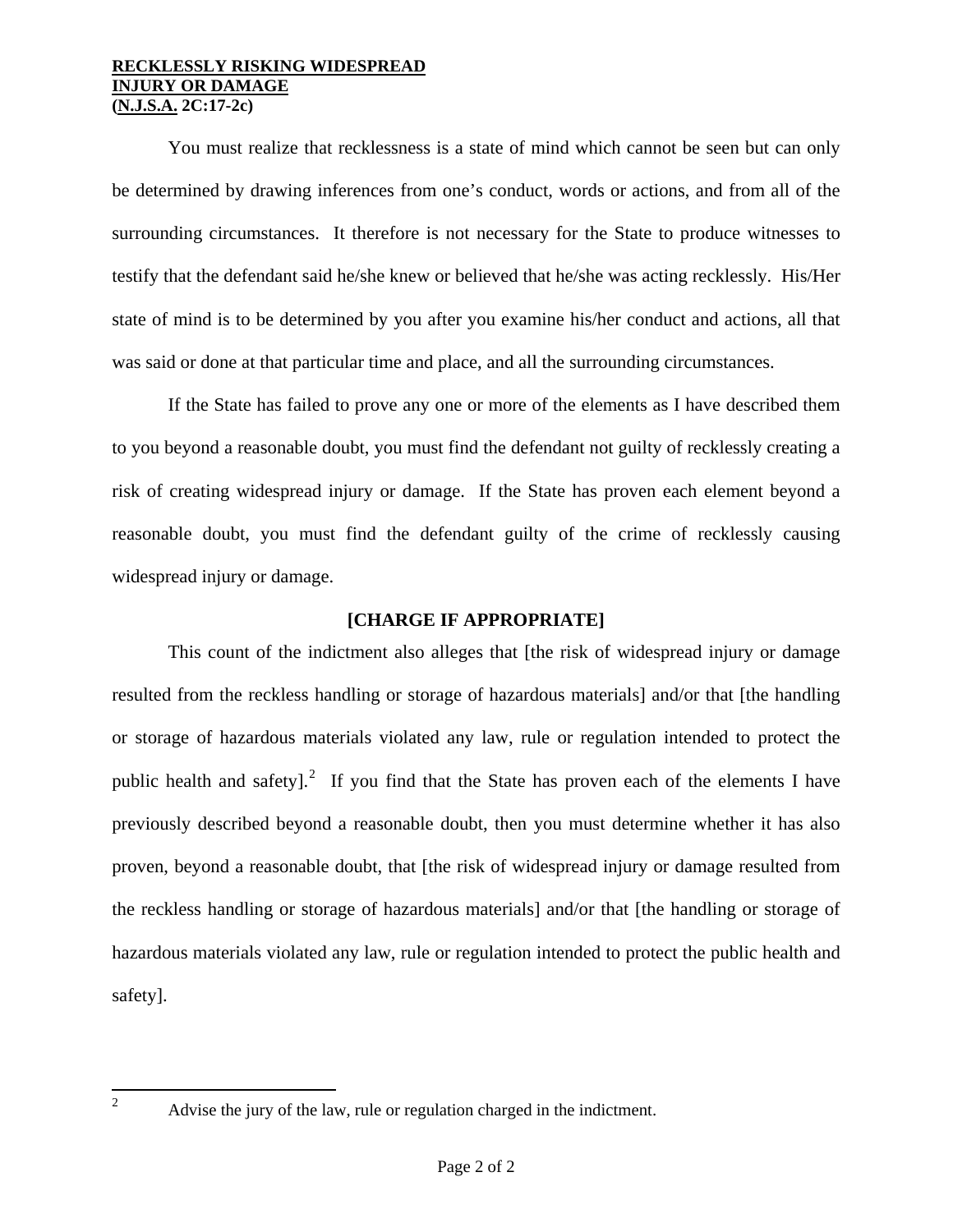**RECKLESSLY RISKING WIDESPREAD INJURY OR DAMAGE (N.J.S.A. 2C:17-2c)**

You must realize that recklessness is a state of mind which cannot be seen but can only be determined by drawing inferences from one's conduct, words or actions, and from all of the surrounding circumstances. It therefore is not necessary for the State to produce witnesses to testify that the defendant said he/she knew or believed that he/she was acting recklessly. His/Her state of mind is to be determined by you after you examine his/her conduct and actions, all that was said or done at that particular time and place, and all the surrounding circumstances.

If the State has failed to prove any one or more of the elements as I have described them to you beyond a reasonable doubt, you must find the defendant not guilty of recklessly creating a risk of creating widespread injury or damage. If the State has proven each element beyond a reasonable doubt, you must find the defendant guilty of the crime of recklessly causing widespread injury or damage.

**[CHARGE IF APPROPRIATE]**

This count of the indictment also alleges that [the risk of widespread injury or damage resulted from the reckless handling or storage of hazardous materials] and/or that [the handling or storage of hazardous materials violated any law, rule or regulation intended to protect the public health and safety].[2] If you find that the State has proven each of the elements I have previously described beyond a reasonable doubt, then you must determine whether it has also proven, beyond a reasonable doubt, that [the risk of widespread injury or damage resulted from the reckless handling or storage of hazardous materials] and/or that [the handling or storage of hazardous materials violated any law, rule or regulation intended to protect the public health and safety].

---

[2] Advise the jury of the law, rule or regulation charged in the indictment.